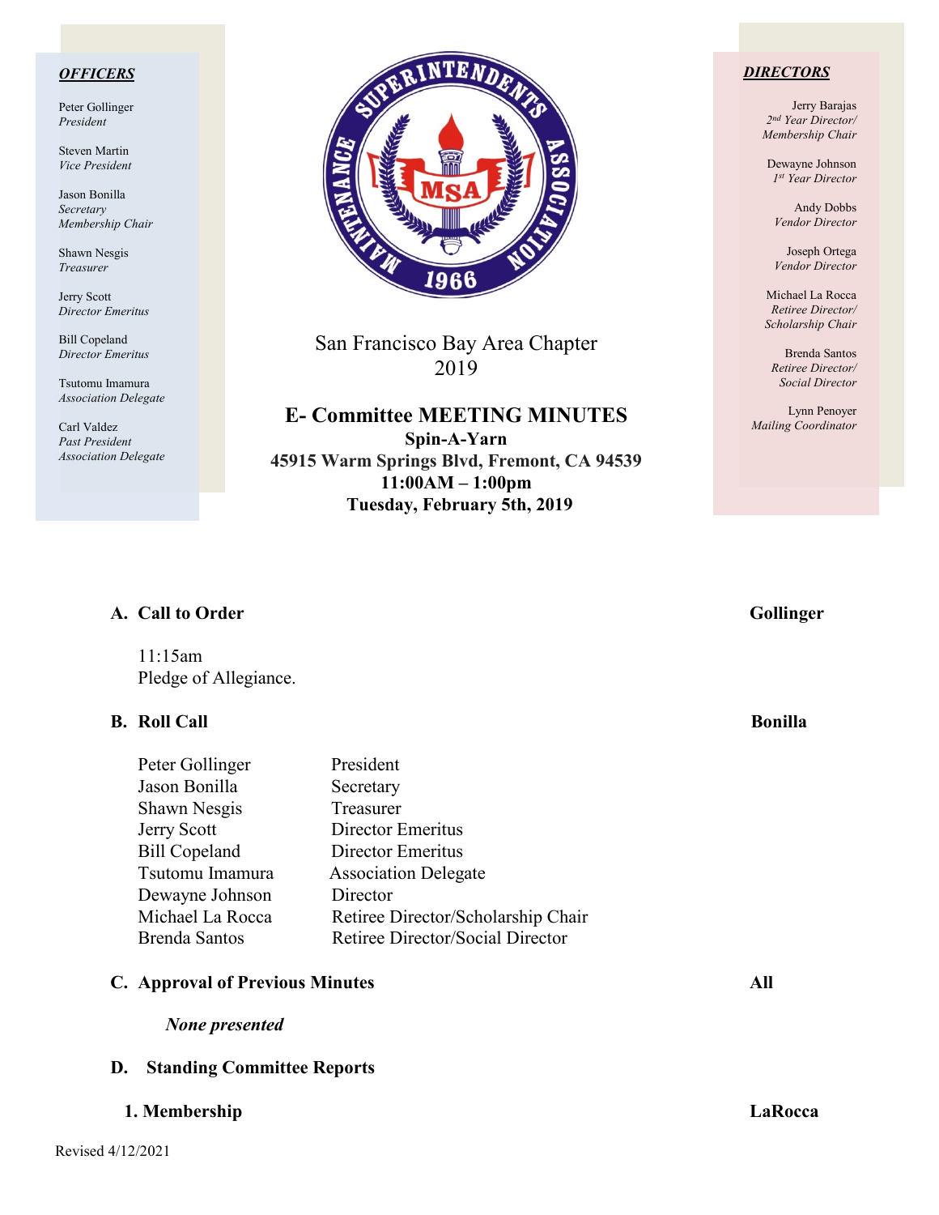**_OFFICERS_**

Peter Gollinger
*President*

Steven Martin
*Vice President*

Jason Bonilla
*Secretary*
*Membership Chair*

Shawn Nesgis
*Treasurer*

Jerry Scott
*Director Emeritus*

Bill Copeland
*Director Emeritus*

Tsutomu Imamura
*Association Delegate*

Carl Valdez
*Past President*
*Association Delegate*

San Francisco Bay Area Chapter
2019

**E- Committee MEETING MINUTES**
**Spin-A-Yarn**
**45915 Warm Springs Blvd, Fremont, CA 94539**
**11:00AM – 1:00pm**
**Tuesday, February 5th, 2019**

**_DIRECTORS_**

Jerry Barajas
*2nd Year Director/*
*Membership Chair*

Dewayne Johnson
*1st Year Director*

Andy Dobbs
*Vendor Director*

Joseph Ortega
*Vendor Director*

Michael La Rocca
*Retiree Director/*
*Scholarship Chair*

Brenda Santos
*Retiree Director/*
*Social Director*

Lynn Penoyer
*Mailing Coordinator*

**A. Call to Order** **Gollinger**

11:15am
Pledge of Allegiance.

**B. Roll Call** **Bonilla**

| | |
|---|---|
| Peter Gollinger | President |
| Jason Bonilla | Secretary |
| Shawn Nesgis | Treasurer |
| Jerry Scott | Director Emeritus |
| Bill Copeland | Director Emeritus |
| Tsutomu Imamura | Association Delegate |
| Dewayne Johnson | Director |
| Michael La Rocca | Retiree Director/Scholarship Chair |
| Brenda Santos | Retiree Director/Social Director |

**C. Approval of Previous Minutes** **All**

***None presented***

**D. Standing Committee Reports**

**1. Membership** **LaRocca**

Revised 4/12/2021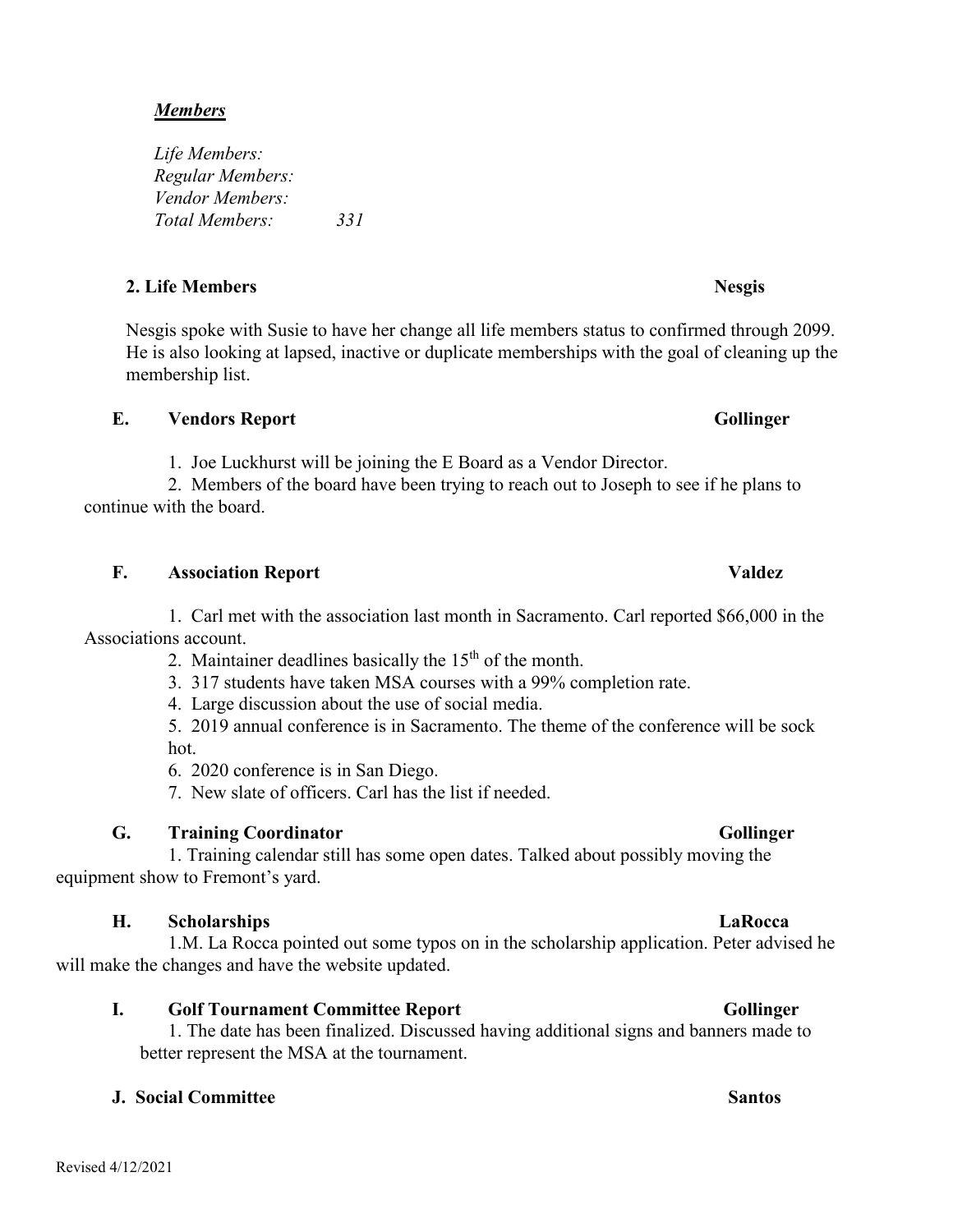***Members***

*Life Members:*
*Regular Members:*
*Vendor Members:*
*Total Members: 331*

**2. Life Members** **Nesgis**

Nesgis spoke with Susie to have her change all life members status to confirmed through 2099. He is also looking at lapsed, inactive or duplicate memberships with the goal of cleaning up the membership list.

**E. Vendors Report** **Gollinger**

1. Joe Luckhurst will be joining the E Board as a Vendor Director.
2. Members of the board have been trying to reach out to Joseph to see if he plans to continue with the board.

**F. Association Report** **Valdez**

1. Carl met with the association last month in Sacramento. Carl reported $66,000 in the Associations account.
2. Maintainer deadlines basically the 15th of the month.
3. 317 students have taken MSA courses with a 99% completion rate.
4. Large discussion about the use of social media.
5. 2019 annual conference is in Sacramento. The theme of the conference will be sock hot.
6. 2020 conference is in San Diego.
7. New slate of officers. Carl has the list if needed.

**G. Training Coordinator** **Gollinger**

1. Training calendar still has some open dates. Talked about possibly moving the equipment show to Fremont's yard.

**H. Scholarships** **LaRocca**

1.M. La Rocca pointed out some typos on in the scholarship application. Peter advised he will make the changes and have the website updated.

**I. Golf Tournament Committee Report** **Gollinger**

1. The date has been finalized. Discussed having additional signs and banners made to better represent the MSA at the tournament.

**J. Social Committee** **Santos**

Revised 4/12/2021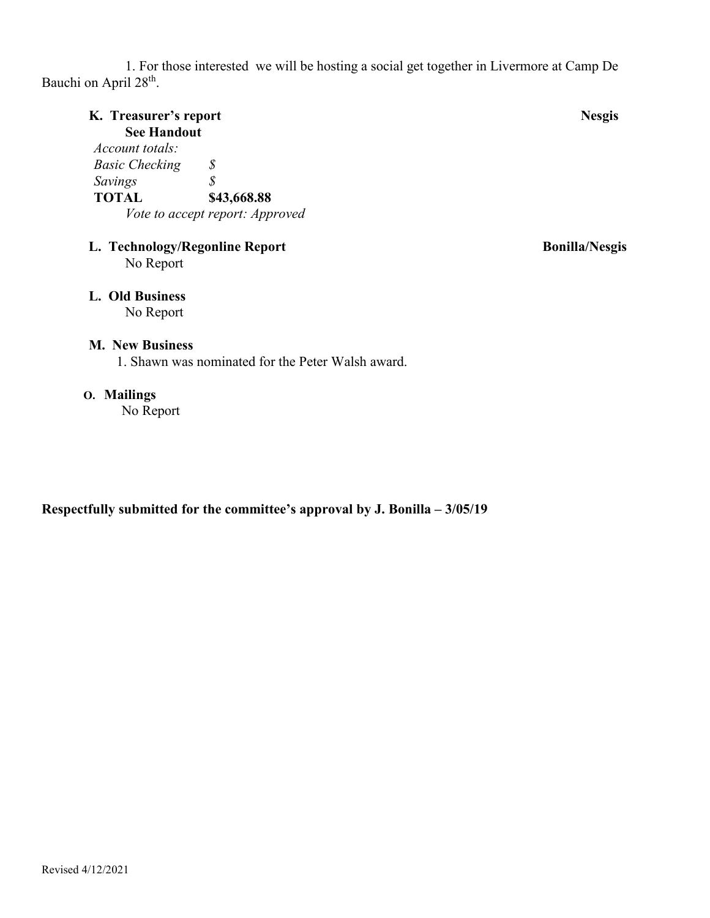1. For those interested we will be hosting a social get together in Livermore at Camp De Bauchi on April 28th.

**K. Treasurer's report** **Nesgis**

**See Handout**

| | |
|---|---|
| *Account totals:* | |
| *Basic Checking* | *$* |
| *Savings* | *$* |
| **TOTAL** | **$43,668.88** |

*Vote to accept report: Approved*

**L. Technology/Regonline Report** **Bonilla/Nesgis**

No Report

**L. Old Business**

No Report

**M. New Business**

1. Shawn was nominated for the Peter Walsh award.

**O. Mailings**

No Report

**Respectfully submitted for the committee's approval by J. Bonilla – 3/05/19**

Revised 4/12/2021